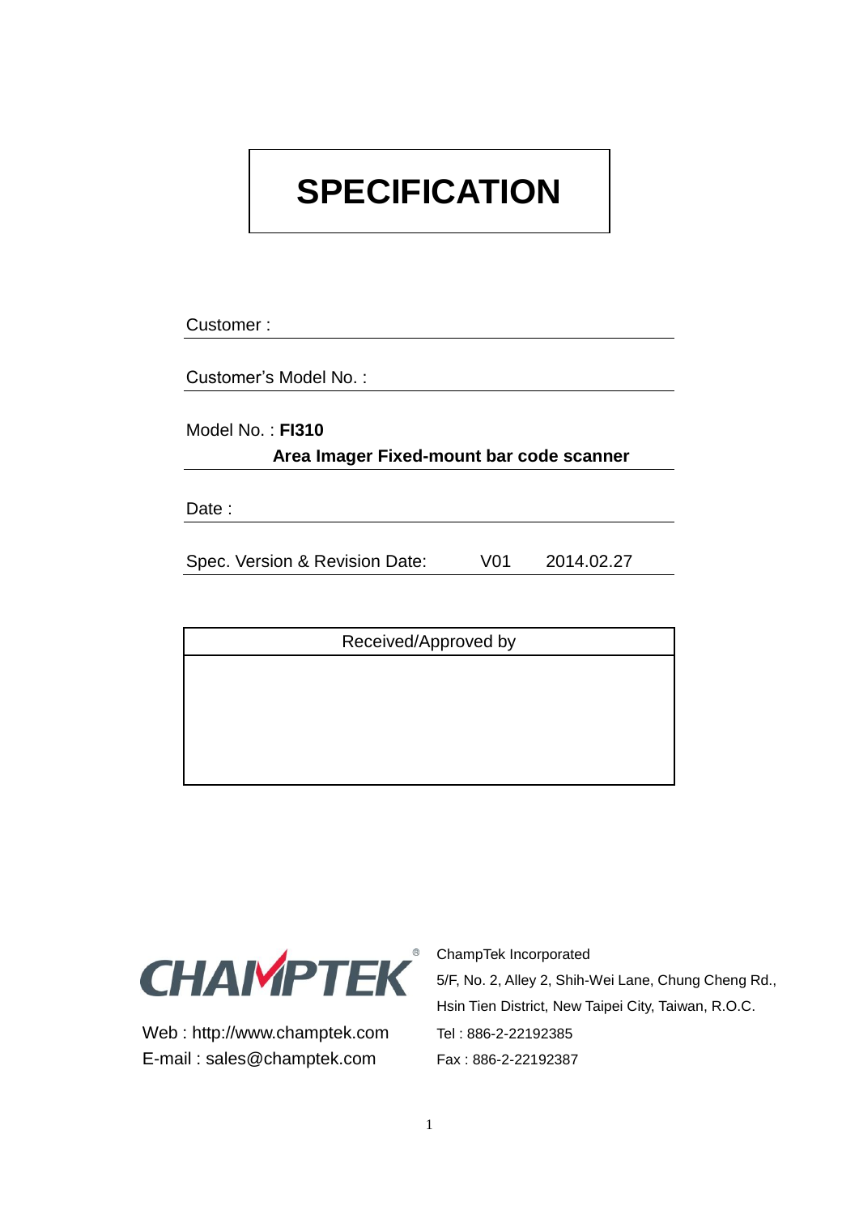# SPECIFICATION

Customer :

Customer's Model No. :

Model No. : **FI310**

**Area Imager Fixed-mount bar code scanner**

Date :

Spec. Version & Revision Date: V01 2014.02.27

| Received/Approved by |
| --- |
| |

CHAMPTEK®

Web : http://www.champtek.com

E-mail : sales@champtek.com

ChampTek Incorporated

5/F, No. 2, Alley 2, Shih-Wei Lane, Chung Cheng Rd., Hsin Tien District, New Taipei City, Taiwan, R.O.C.

Tel : 886-2-22192385

Fax : 886-2-22192387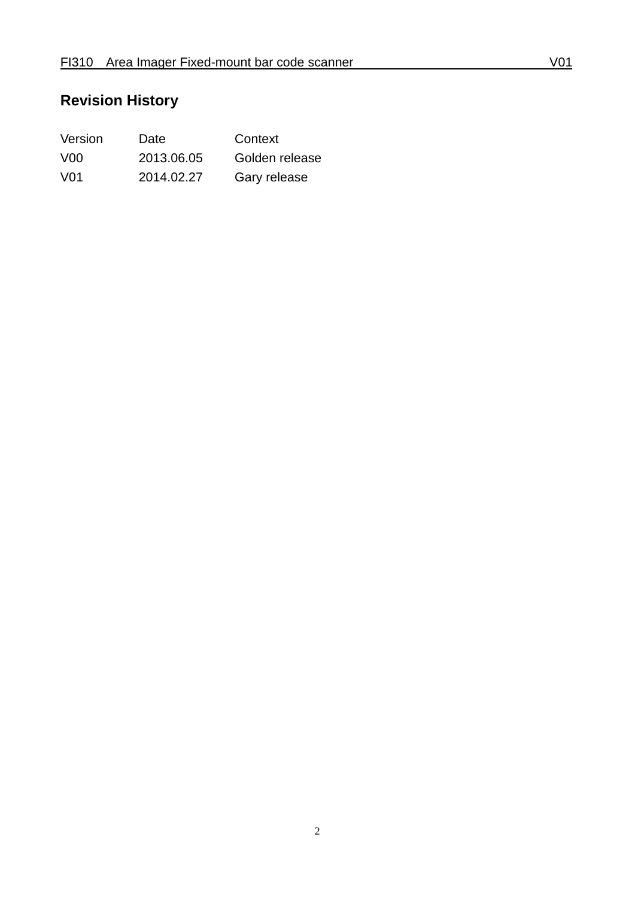## Revision History

| Version | Date | Context |
| --- | --- | --- |
| V00 | 2013.06.05 | Golden release |
| V01 | 2014.02.27 | Gary release |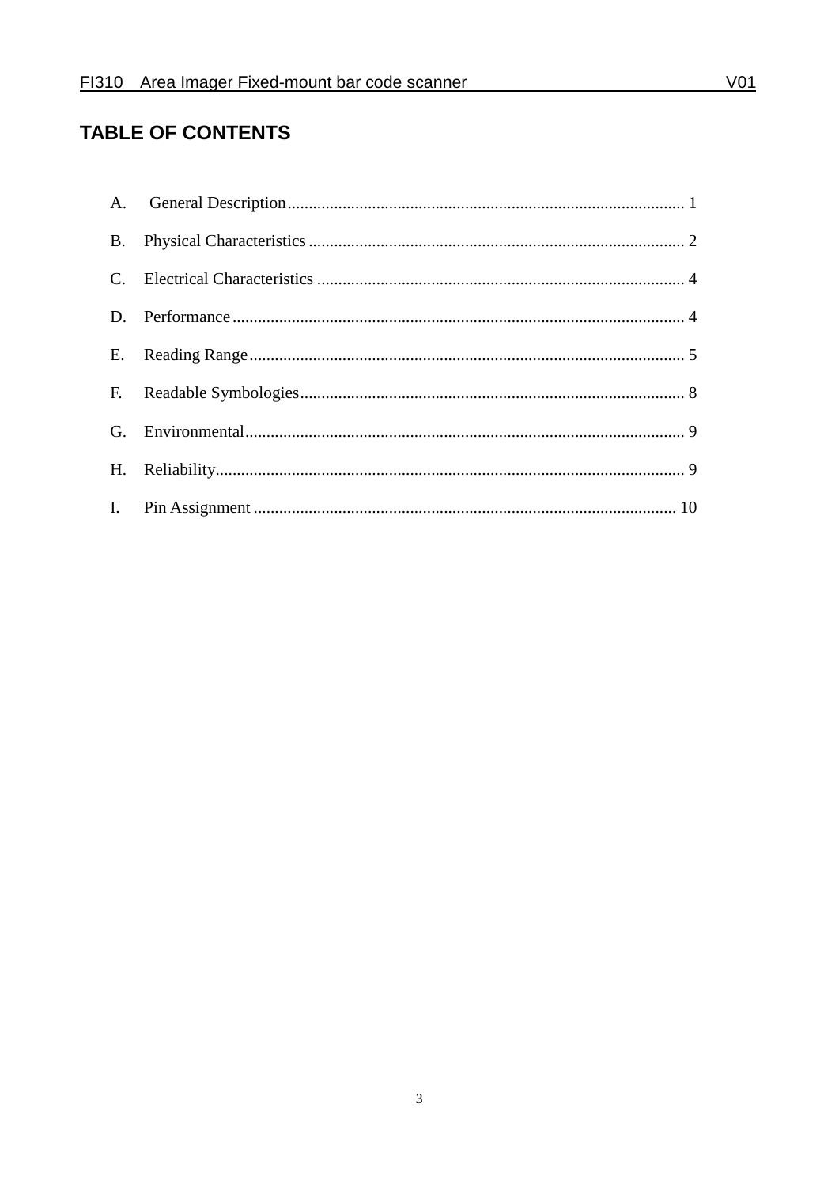# TABLE OF CONTENTS

A. General Description .......... 1

B. Physical Characteristics .......... 2

C. Electrical Characteristics .......... 4

D. Performance .......... 4

E. Reading Range .......... 5

F. Readable Symbologies .......... 8

G. Environmental .......... 9

H. Reliability .......... 9

I. Pin Assignment .......... 10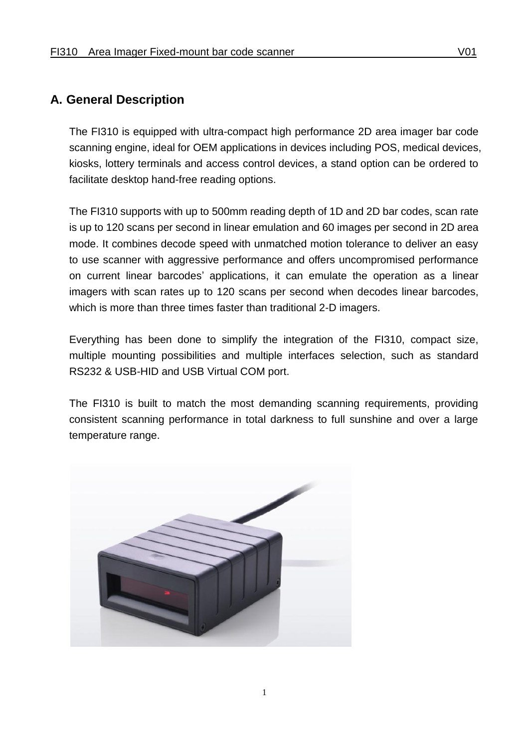## A. General Description

The FI310 is equipped with ultra-compact high performance 2D area imager bar code scanning engine, ideal for OEM applications in devices including POS, medical devices, kiosks, lottery terminals and access control devices, a stand option can be ordered to facilitate desktop hand-free reading options.

The FI310 supports with up to 500mm reading depth of 1D and 2D bar codes, scan rate is up to 120 scans per second in linear emulation and 60 images per second in 2D area mode. It combines decode speed with unmatched motion tolerance to deliver an easy to use scanner with aggressive performance and offers uncompromised performance on current linear barcodes' applications, it can emulate the operation as a linear imagers with scan rates up to 120 scans per second when decodes linear barcodes, which is more than three times faster than traditional 2-D imagers.

Everything has been done to simplify the integration of the FI310, compact size, multiple mounting possibilities and multiple interfaces selection, such as standard RS232 & USB-HID and USB Virtual COM port.

The FI310 is built to match the most demanding scanning requirements, providing consistent scanning performance in total darkness to full sunshine and over a large temperature range.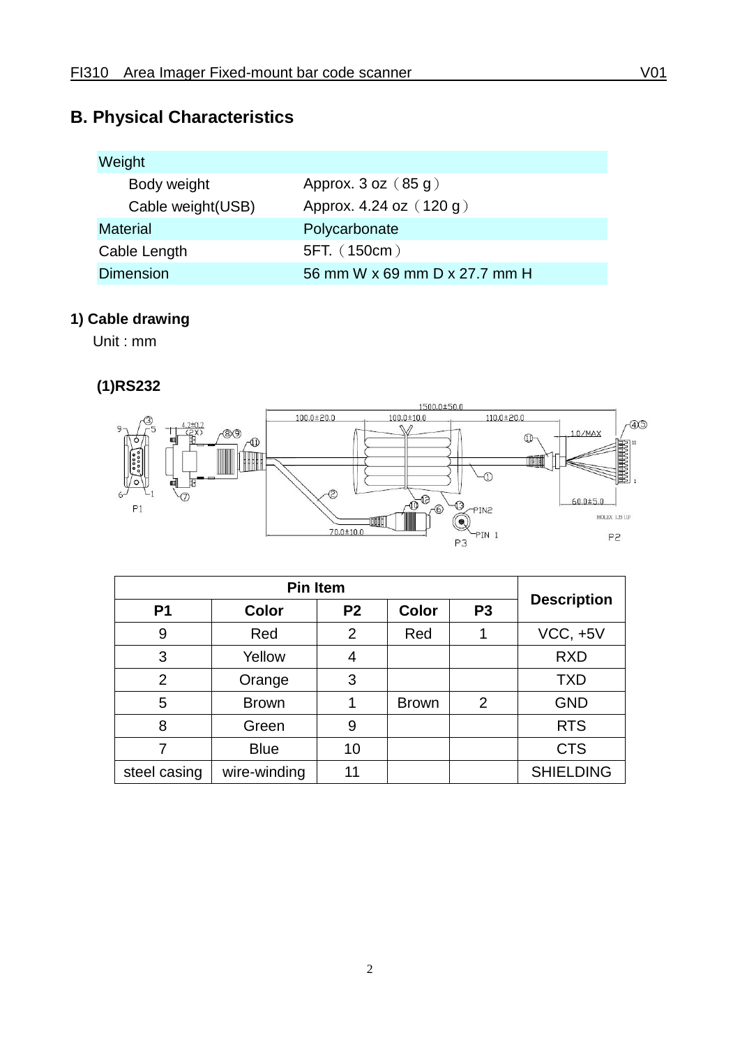## B. Physical Characteristics

| Weight | |
|---|---|
| Body weight | Approx. 3 oz（85 g） |
| Cable weight(USB) | Approx. 4.24 oz（120 g） |
| Material | Polycarbonate |
| Cable Length | 5FT.（150cm） |
| Dimension | 56 mm W x 69 mm D x 27.7 mm H |

### 1) Cable drawing

Unit : mm

#### (1)RS232

| Pin Item | | | | | Description |
|---|---|---|---|---|---|
| P1 | Color | P2 | Color | P3 | |
| 9 | Red | 2 | Red | 1 | VCC, +5V |
| 3 | Yellow | 4 | | | RXD |
| 2 | Orange | 3 | | | TXD |
| 5 | Brown | 1 | Brown | 2 | GND |
| 8 | Green | 9 | | | RTS |
| 7 | Blue | 10 | | | CTS |
| steel casing | wire-winding | 11 | | | SHIELDING |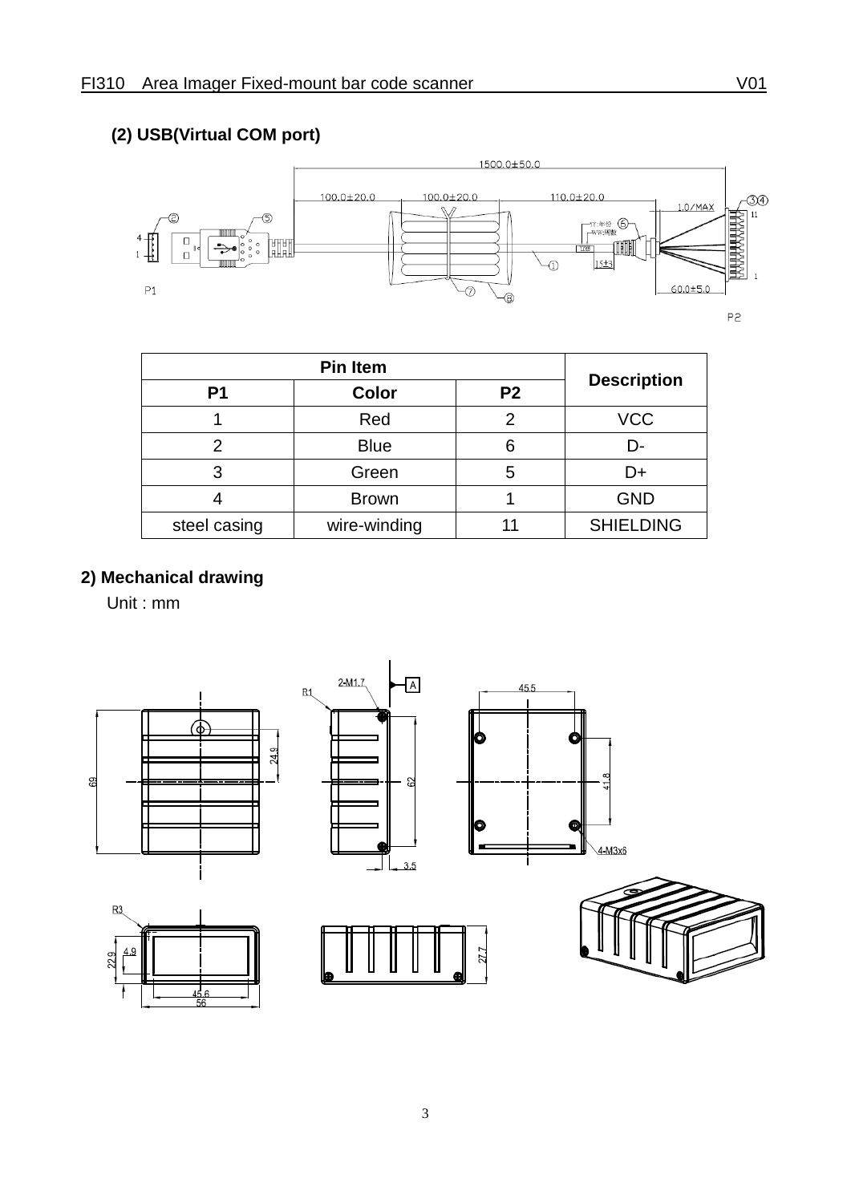**(2) USB(Virtual COM port)**

| Pin Item | | | Description |
|---|---|---|---|
| **P1** | **Color** | **P2** | |
| 1 | Red | 2 | VCC |
| 2 | Blue | 6 | D- |
| 3 | Green | 5 | D+ |
| 4 | Brown | 1 | GND |
| steel casing | wire-winding | 11 | SHIELDING |

**2) Mechanical drawing**

Unit : mm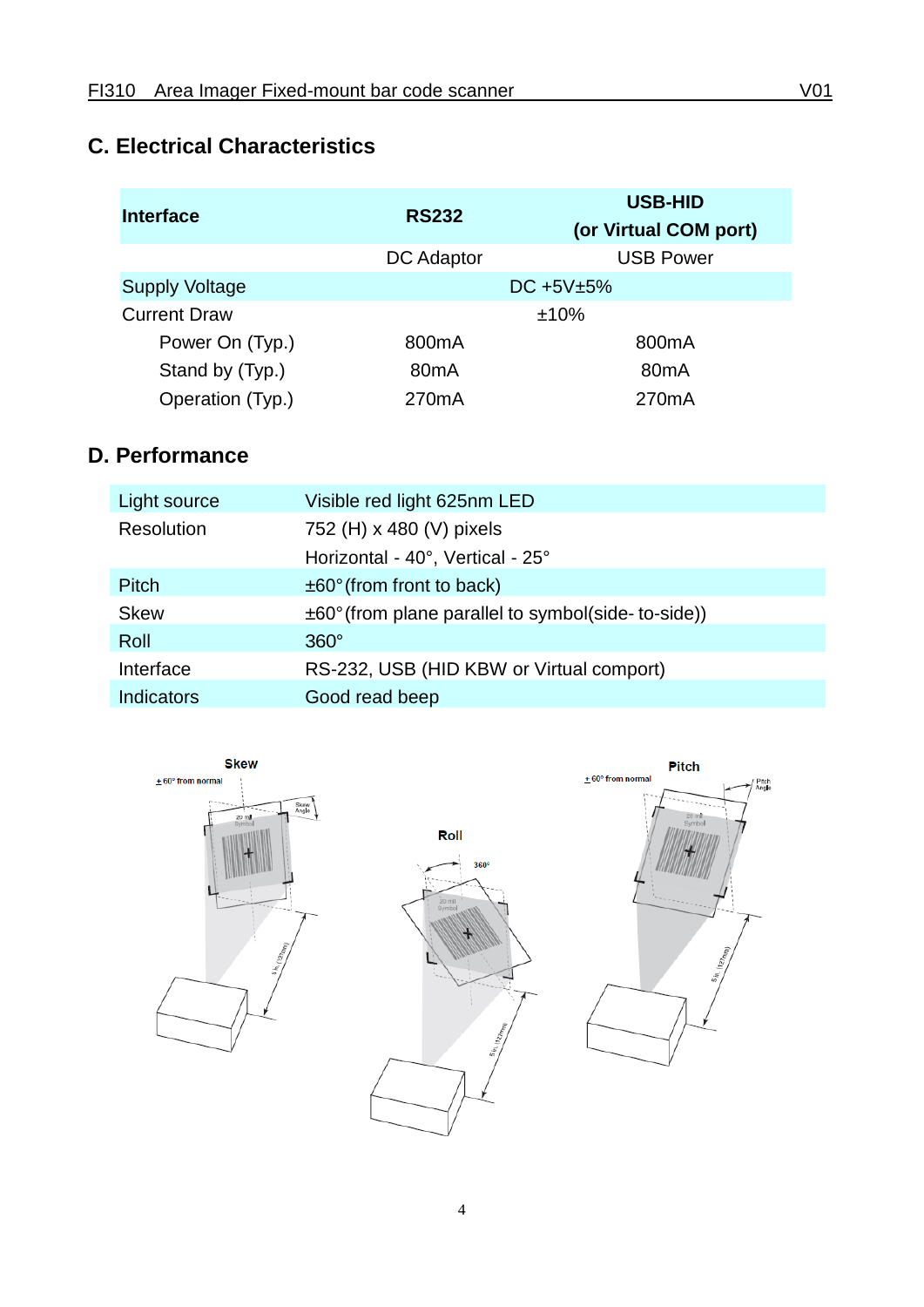## C. Electrical Characteristics

| Interface | RS232 | USB-HID (or Virtual COM port) |
|---|---|---|
| | DC Adaptor | USB Power |
| Supply Voltage | DC +5V±5% | |
| Current Draw | ±10% | |
| Power On (Typ.) | 800mA | 800mA |
| Stand by (Typ.) | 80mA | 80mA |
| Operation (Typ.) | 270mA | 270mA |

## D. Performance

| | |
|---|---|
| Light source | Visible red light 625nm LED |
| Resolution | 752 (H) x 480 (V) pixels |
| | Horizontal - 40°, Vertical - 25° |
| Pitch | ±60° (from front to back) |
| Skew | ±60° (from plane parallel to symbol(side- to-side)) |
| Roll | 360° |
| Interface | RS-232, USB (HID KBW or Virtual comport) |
| Indicators | Good read beep |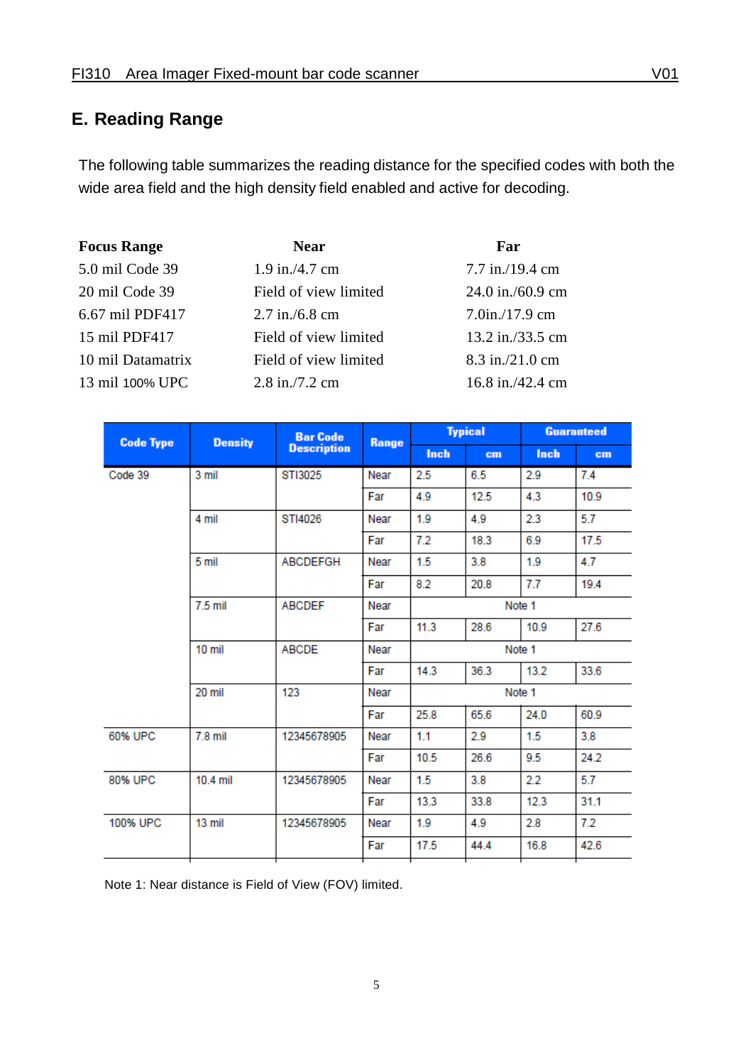## E. Reading Range

The following table summarizes the reading distance for the specified codes with both the wide area field and the high density field enabled and active for decoding.

| Focus Range | Near | Far |
|---|---|---|
| 5.0 mil Code 39 | 1.9 in./4.7 cm | 7.7 in./19.4 cm |
| 20 mil Code 39 | Field of view limited | 24.0 in./60.9 cm |
| 6.67 mil PDF417 | 2.7 in./6.8 cm | 7.0in./17.9 cm |
| 15 mil PDF417 | Field of view limited | 13.2 in./33.5 cm |
| 10 mil Datamatrix | Field of view limited | 8.3 in./21.0 cm |
| 13 mil 100% UPC | 2.8 in./7.2 cm | 16.8 in./42.4 cm |

| Code Type | Density | Bar Code Description | Range | Typical | | Guaranteed | |
|---|---|---|---|---|---|---|---|
| | | | | Inch | cm | Inch | cm |
| Code 39 | 3 mil | STI3025 | Near | 2.5 | 6.5 | 2.9 | 7.4 |
| | | | Far | 4.9 | 12.5 | 4.3 | 10.9 |
| | 4 mil | STI4026 | Near | 1.9 | 4.9 | 2.3 | 5.7 |
| | | | Far | 7.2 | 18.3 | 6.9 | 17.5 |
| | 5 mil | ABCDEFGH | Near | 1.5 | 3.8 | 1.9 | 4.7 |
| | | | Far | 8.2 | 20.8 | 7.7 | 19.4 |
| | 7.5 mil | ABCDEF | Near | Note 1 | | | |
| | | | Far | 11.3 | 28.6 | 10.9 | 27.6 |
| | 10 mil | ABCDE | Near | Note 1 | | | |
| | | | Far | 14.3 | 36.3 | 13.2 | 33.6 |
| | 20 mil | 123 | Near | Note 1 | | | |
| | | | Far | 25.8 | 65.6 | 24.0 | 60.9 |
| 60% UPC | 7.8 mil | 12345678905 | Near | 1.1 | 2.9 | 1.5 | 3.8 |
| | | | Far | 10.5 | 26.6 | 9.5 | 24.2 |
| 80% UPC | 10.4 mil | 12345678905 | Near | 1.5 | 3.8 | 2.2 | 5.7 |
| | | | Far | 13.3 | 33.8 | 12.3 | 31.1 |
| 100% UPC | 13 mil | 12345678905 | Near | 1.9 | 4.9 | 2.8 | 7.2 |
| | | | Far | 17.5 | 44.4 | 16.8 | 42.6 |

Note 1: Near distance is Field of View (FOV) limited.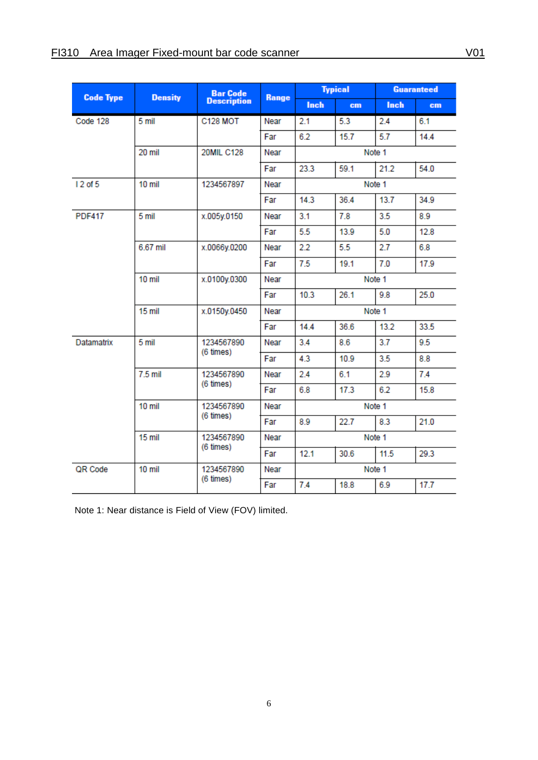| Code Type | Density | Bar Code Description | Range | Typical | | Guaranteed | |
|---|---|---|---|---|---|---|---|
| | | | | Inch | cm | Inch | cm |
| Code 128 | 5 mil | C128 MOT | Near | 2.1 | 5.3 | 2.4 | 6.1 |
| | | | Far | 6.2 | 15.7 | 5.7 | 14.4 |
| | 20 mil | 20MIL C128 | Near | Note 1 | | | |
| | | | Far | 23.3 | 59.1 | 21.2 | 54.0 |
| I 2 of 5 | 10 mil | 1234567897 | Near | Note 1 | | | |
| | | | Far | 14.3 | 36.4 | 13.7 | 34.9 |
| PDF417 | 5 mil | x.005y.0150 | Near | 3.1 | 7.8 | 3.5 | 8.9 |
| | | | Far | 5.5 | 13.9 | 5.0 | 12.8 |
| | 6.67 mil | x.0066y.0200 | Near | 2.2 | 5.5 | 2.7 | 6.8 |
| | | | Far | 7.5 | 19.1 | 7.0 | 17.9 |
| | 10 mil | x.0100y.0300 | Near | Note 1 | | | |
| | | | Far | 10.3 | 26.1 | 9.8 | 25.0 |
| | 15 mil | x.0150y.0450 | Near | Note 1 | | | |
| | | | Far | 14.4 | 36.6 | 13.2 | 33.5 |
| Datamatrix | 5 mil | 1234567890 (6 times) | Near | 3.4 | 8.6 | 3.7 | 9.5 |
| | | | Far | 4.3 | 10.9 | 3.5 | 8.8 |
| | 7.5 mil | 1234567890 (6 times) | Near | 2.4 | 6.1 | 2.9 | 7.4 |
| | | | Far | 6.8 | 17.3 | 6.2 | 15.8 |
| | 10 mil | 1234567890 (6 times) | Near | Note 1 | | | |
| | | | Far | 8.9 | 22.7 | 8.3 | 21.0 |
| | 15 mil | 1234567890 (6 times) | Near | Note 1 | | | |
| | | | Far | 12.1 | 30.6 | 11.5 | 29.3 |
| QR Code | 10 mil | 1234567890 (6 times) | Near | Note 1 | | | |
| | | | Far | 7.4 | 18.8 | 6.9 | 17.7 |

Note 1: Near distance is Field of View (FOV) limited.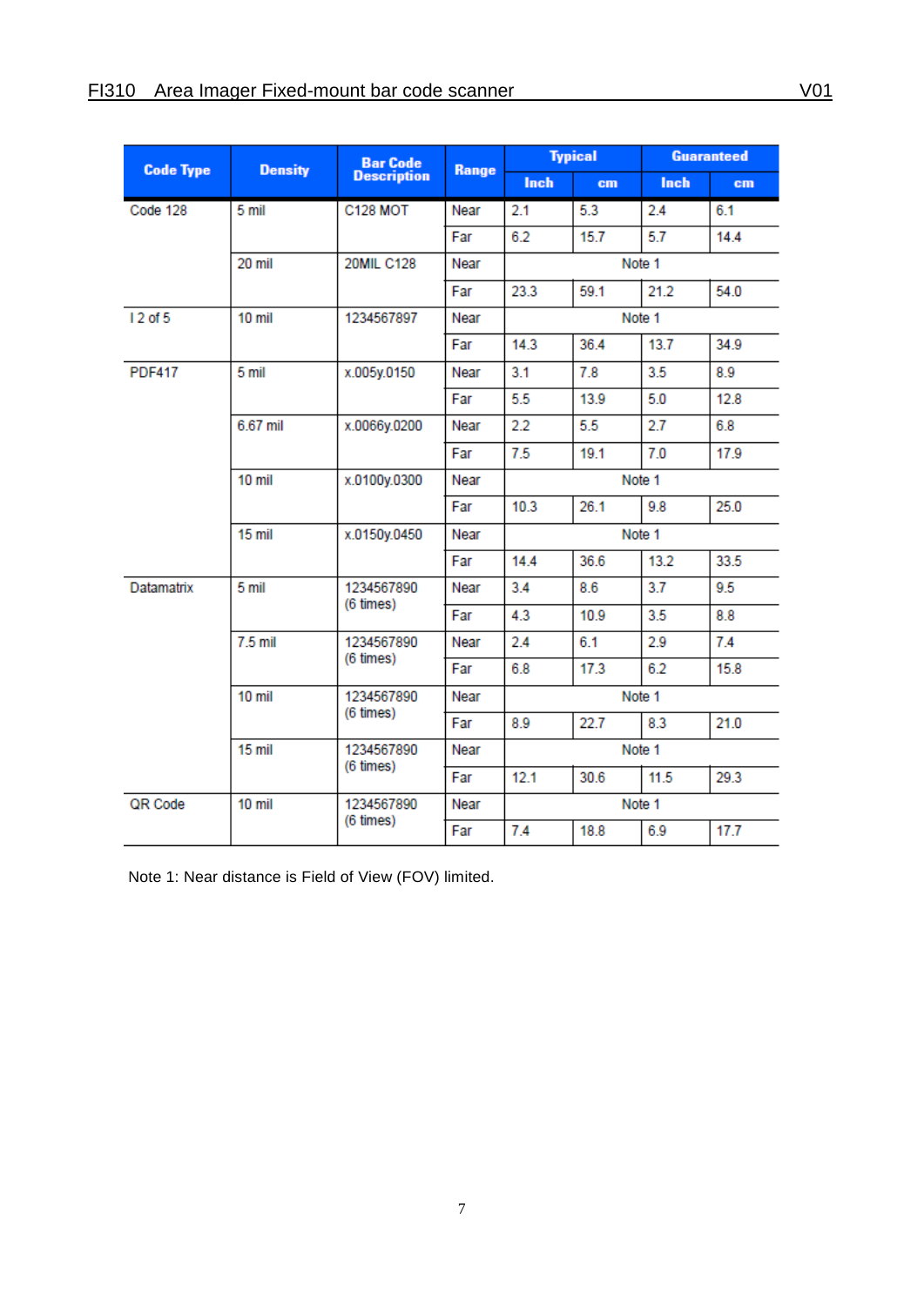| Code Type | Density | Bar Code Description | Range | Typical | | Guaranteed | |
|---|---|---|---|---|---|---|---|
| | | | | Inch | cm | Inch | cm |
| Code 128 | 5 mil | C128 MOT | Near | 2.1 | 5.3 | 2.4 | 6.1 |
| | | | Far | 6.2 | 15.7 | 5.7 | 14.4 |
| | 20 mil | 20MIL C128 | Near | Note 1 | | | |
| | | | Far | 23.3 | 59.1 | 21.2 | 54.0 |
| I 2 of 5 | 10 mil | 1234567897 | Near | Note 1 | | | |
| | | | Far | 14.3 | 36.4 | 13.7 | 34.9 |
| PDF417 | 5 mil | x.005y.0150 | Near | 3.1 | 7.8 | 3.5 | 8.9 |
| | | | Far | 5.5 | 13.9 | 5.0 | 12.8 |
| | 6.67 mil | x.0066y.0200 | Near | 2.2 | 5.5 | 2.7 | 6.8 |
| | | | Far | 7.5 | 19.1 | 7.0 | 17.9 |
| | 10 mil | x.0100y.0300 | Near | Note 1 | | | |
| | | | Far | 10.3 | 26.1 | 9.8 | 25.0 |
| | 15 mil | x.0150y.0450 | Near | Note 1 | | | |
| | | | Far | 14.4 | 36.6 | 13.2 | 33.5 |
| Datamatrix | 5 mil | 1234567890 (6 times) | Near | 3.4 | 8.6 | 3.7 | 9.5 |
| | | | Far | 4.3 | 10.9 | 3.5 | 8.8 |
| | 7.5 mil | 1234567890 (6 times) | Near | 2.4 | 6.1 | 2.9 | 7.4 |
| | | | Far | 6.8 | 17.3 | 6.2 | 15.8 |
| | 10 mil | 1234567890 (6 times) | Near | Note 1 | | | |
| | | | Far | 8.9 | 22.7 | 8.3 | 21.0 |
| | 15 mil | 1234567890 (6 times) | Near | Note 1 | | | |
| | | | Far | 12.1 | 30.6 | 11.5 | 29.3 |
| QR Code | 10 mil | 1234567890 (6 times) | Near | Note 1 | | | |
| | | | Far | 7.4 | 18.8 | 6.9 | 17.7 |

Note 1: Near distance is Field of View (FOV) limited.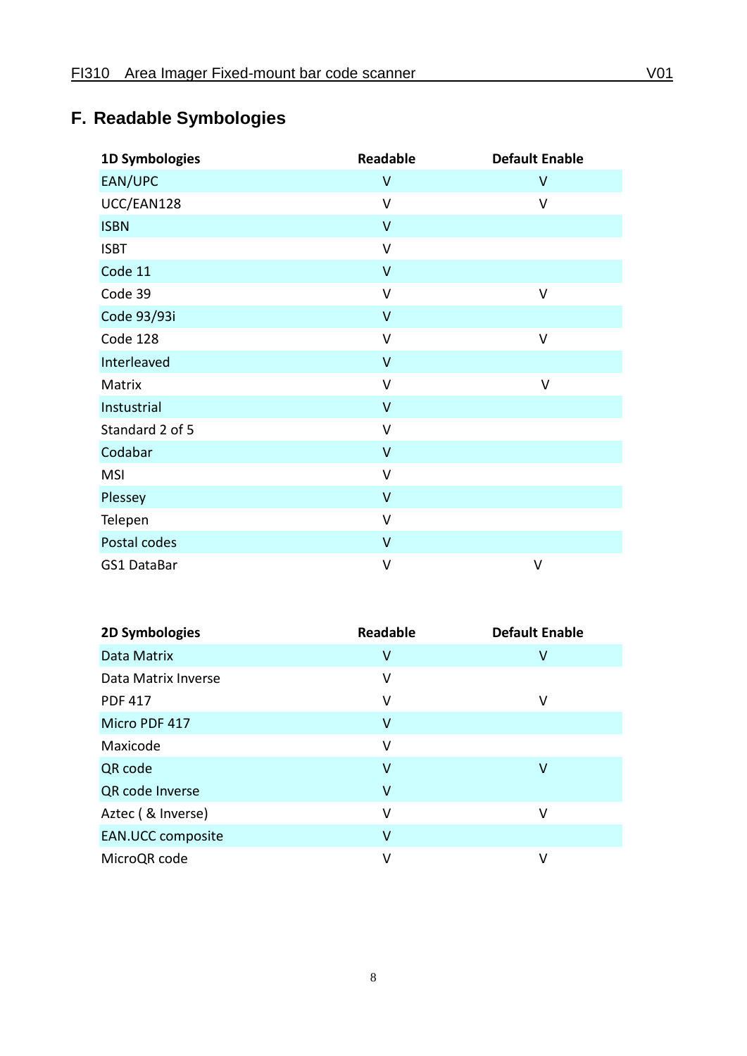## F. Readable Symbologies

| 1D Symbologies | Readable | Default Enable |
|---|---|---|
| EAN/UPC | V | V |
| UCC/EAN128 | V | V |
| ISBN | V | |
| ISBT | V | |
| Code 11 | V | |
| Code 39 | V | V |
| Code 93/93i | V | |
| Code 128 | V | V |
| Interleaved | V | |
| Matrix | V | V |
| Instustrial | V | |
| Standard 2 of 5 | V | |
| Codabar | V | |
| MSI | V | |
| Plessey | V | |
| Telepen | V | |
| Postal codes | V | |
| GS1 DataBar | V | V |

| 2D Symbologies | Readable | Default Enable |
|---|---|---|
| Data Matrix | V | V |
| Data Matrix Inverse | V | |
| PDF 417 | V | V |
| Micro PDF 417 | V | |
| Maxicode | V | |
| QR code | V | V |
| QR code Inverse | V | |
| Aztec ( & Inverse) | V | V |
| EAN.UCC composite | V | |
| MicroQR code | V | V |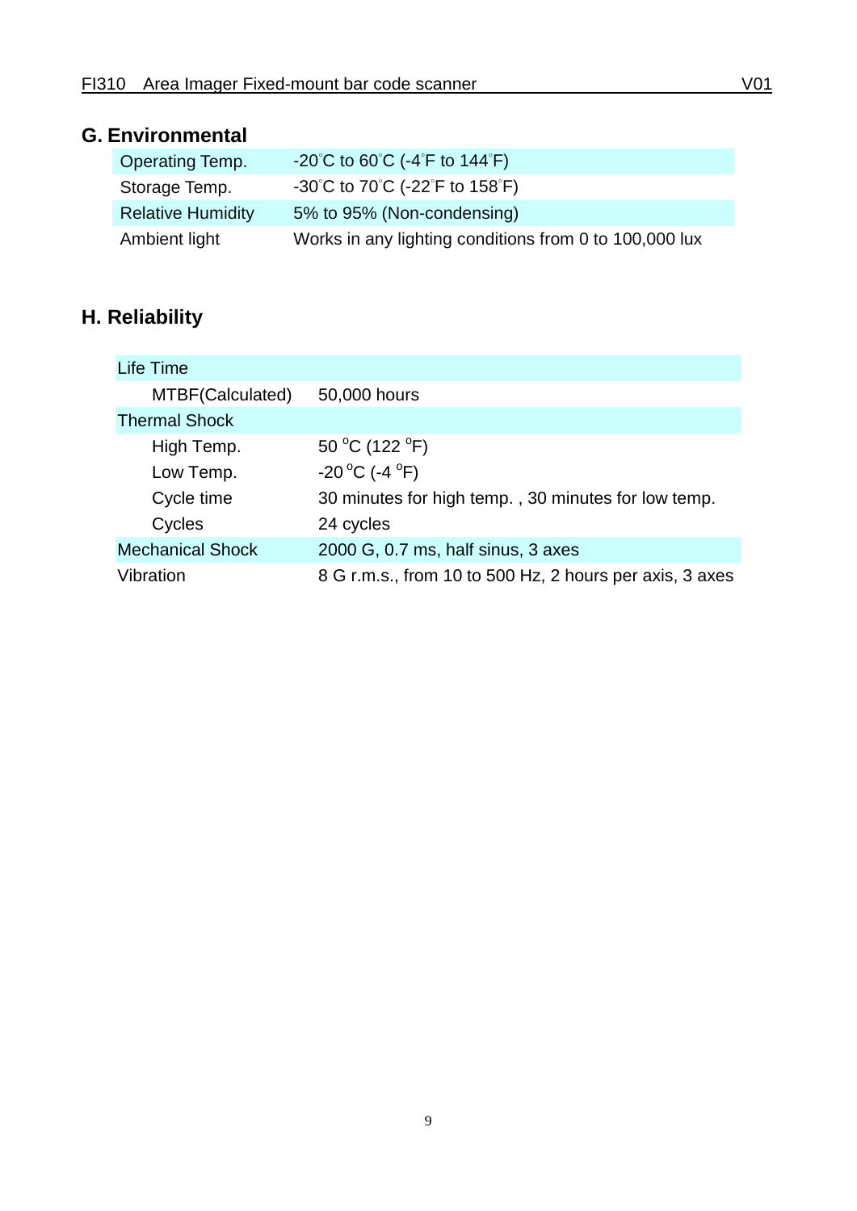## G. Environmental

| | |
|---|---|
| Operating Temp. | -20°C to 60°C (-4°F to 144°F) |
| Storage Temp. | -30°C to 70°C (-22°F to 158°F) |
| Relative Humidity | 5% to 95% (Non-condensing) |
| Ambient light | Works in any lighting conditions from 0 to 100,000 lux |

## H. Reliability

| | |
|---|---|
| Life Time | |
| MTBF(Calculated) | 50,000 hours |
| Thermal Shock | |
| High Temp. | 50 °C (122 °F) |
| Low Temp. | -20 °C (-4 °F) |
| Cycle time | 30 minutes for high temp. , 30 minutes for low temp. |
| Cycles | 24 cycles |
| Mechanical Shock | 2000 G, 0.7 ms, half sinus, 3 axes |
| Vibration | 8 G r.m.s., from 10 to 500 Hz, 2 hours per axis, 3 axes |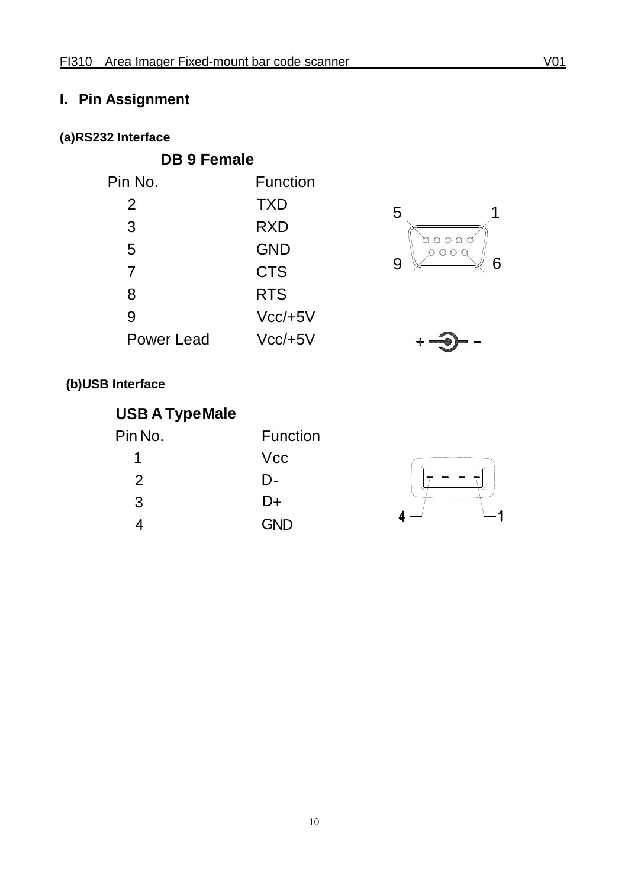# I. Pin Assignment

### (a)RS232 Interface

**DB 9 Female**

| Pin No. | Function |
| --- | --- |
| 2 | TXD |
| 3 | RXD |
| 5 | GND |
| 7 | CTS |
| 8 | RTS |
| 9 | Vcc/+5V |
| Power Lead | Vcc/+5V |

5 1
9 6

\+ −

### (b)USB Interface

**USB A Type Male**

| Pin No. | Function |
| --- | --- |
| 1 | Vcc |
| 2 | D- |
| 3 | D+ |
| 4 | GND |

4 1